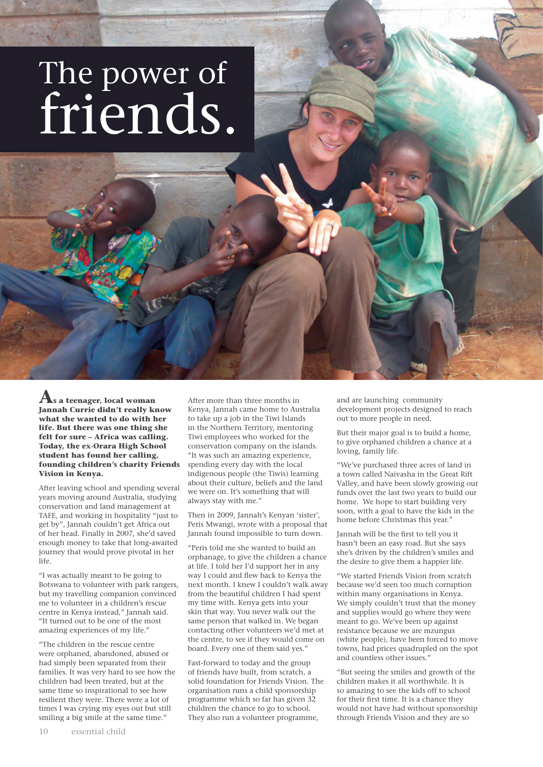// The power of friends.

# The power of friends.

**As a teenager, local woman Jannah Currie didn't really know what she wanted to do with her life. But there was one thing she felt for sure – Africa was calling. Today, the ex-Orara High School student has found her calling, founding children's charity Friends Vision in Kenya.**

After leaving school and spending several years moving around Australia, studying conservation and land management at TAFE, and working in hospitality "just to get by", Jannah couldn't get Africa out of her head. Finally in 2007, she'd saved enough money to take that long-awaited journey that would prove pivotal in her life.

"I was actually meant to be going to Botswana to volunteer with park rangers, but my travelling companion convinced me to volunteer in a children's rescue centre in Kenya instead," Jannah said. "It turned out to be one of the most amazing experiences of my life."

"The children in the rescue centre were orphaned, abandoned, abused or had simply been separated from their families. It was very hard to see how the children had been treated, but at the same time so inspirational to see how resilient they were. There were a lot of times I was crying my eyes out but still smiling a big smile at the same time."

After more than three months in Kenya, Jannah came home to Australia to take up a job in the Tiwi Islands in the Northern Territory, mentoring Tiwi employees who worked for the conservation company on the islands. "It was such an amazing experience, spending every day with the local indigenous people (the Tiwis) learning about their culture, beliefs and the land we were on. It's something that will always stay with me."

Then in 2009, Jannah's Kenyan 'sister', Peris Mwangi, wrote with a proposal that Jannah found impossible to turn down.

"Peris told me she wanted to build an orphanage, to give the children a chance at life. I told her I'd support her in any way I could and flew back to Kenya the next month. I knew I couldn't walk away from the beautiful children I had spent my time with. Kenya gets into your skin that way. You never walk out the same person that walked in. We began contacting other volunteers we'd met at the centre, to see if they would come on board. Every one of them said yes."

Fast-forward to today and the group of friends have built, from scratch, a solid foundation for Friends Vision. The organisation runs a child sponsorship programme which so far has given 32 children the chance to go to school. They also run a volunteer programme, and are launching community development projects designed to reach out to more people in need.

But their major goal is to build a home, to give orphaned children a chance at a loving, family life.

"We've purchased three acres of land in a town called Naivasha in the Great Rift Valley, and have been slowly growing our funds over the last two years to build our home. We hope to start building very soon, with a goal to have the kids in the home before Christmas this year."

Jannah will be the first to tell you it hasn't been an easy road. But she says she's driven by the children's smiles and the desire to give them a happier life.

"We started Friends Vision from scratch because we'd seen too much corruption within many organisations in Kenya. We simply couldn't trust that the money and supplies would go where they were meant to go. We've been up against resistance because we are mzungus (white people), have been forced to move towns, had prices quadrupled on the spot and countless other issues."

"But seeing the smiles and growth of the children makes it all worthwhile. It is so amazing to see the kids off to school for their first time. It is a chance they would not have had without sponsorship through Friends Vision and they are so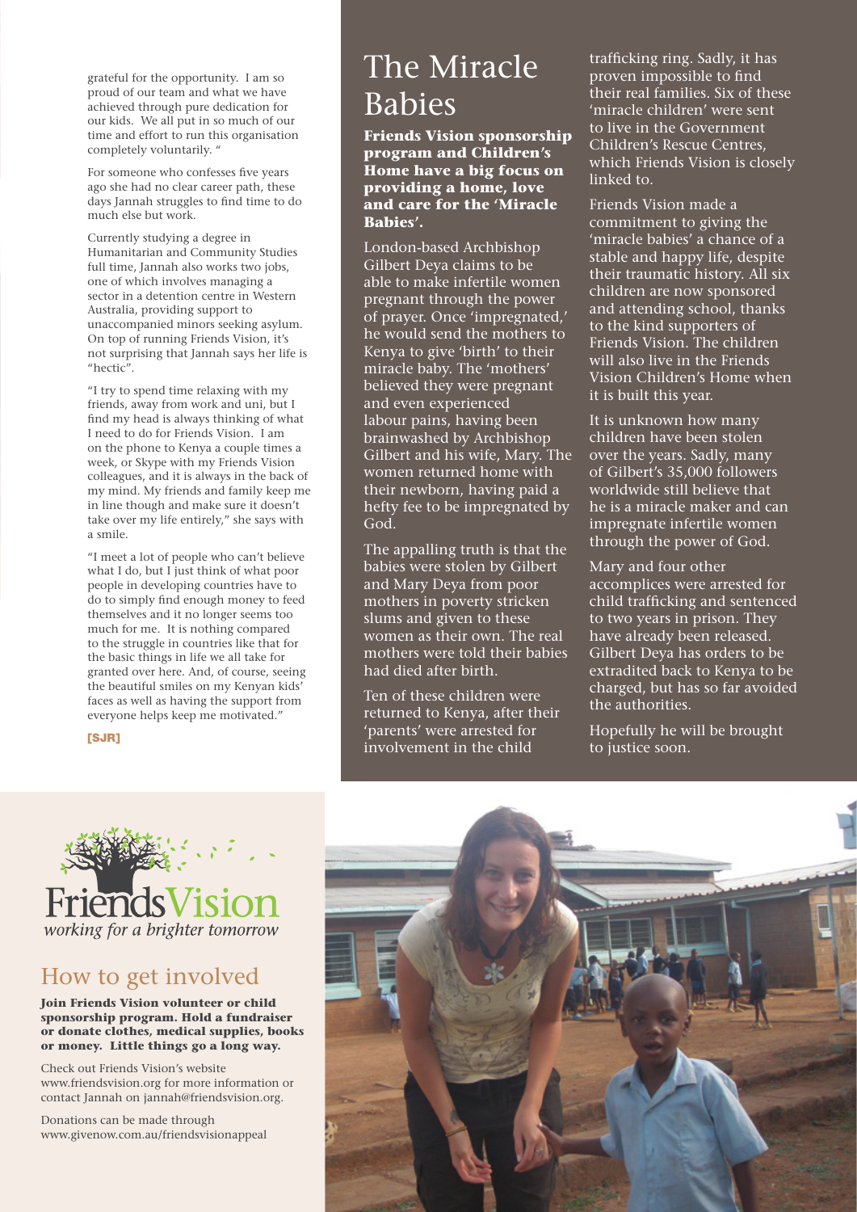grateful for the opportunity. I am so proud of our team and what we have achieved through pure dedication for our kids. We all put in so much of our time and effort to run this organisation completely voluntarily. "

For someone who confesses five years ago she had no clear career path, these days Jannah struggles to find time to do much else but work.

Currently studying a degree in Humanitarian and Community Studies full time, Jannah also works two jobs, one of which involves managing a sector in a detention centre in Western Australia, providing support to unaccompanied minors seeking asylum. On top of running Friends Vision, it's not surprising that Jannah says her life is "hectic".

"I try to spend time relaxing with my friends, away from work and uni, but I find my head is always thinking of what I need to do for Friends Vision. I am on the phone to Kenya a couple times a week, or Skype with my Friends Vision colleagues, and it is always in the back of my mind. My friends and family keep me in line though and make sure it doesn't take over my life entirely," she says with a smile.

"I meet a lot of people who can't believe what I do, but I just think of what poor people in developing countries have to do to simply find enough money to feed themselves and it no longer seems too much for me. It is nothing compared to the struggle in countries like that for the basic things in life we all take for granted over here. And, of course, seeing the beautiful smiles on my Kenyan kids' faces as well as having the support from everyone helps keep me motivated."

[SJR]

# The Miracle Babies

**Friends Vision sponsorship program and Children's Home have a big focus on providing a home, love and care for the 'Miracle Babies'.**

London-based Archbishop Gilbert Deya claims to be able to make infertile women pregnant through the power of prayer. Once 'impregnated,' he would send the mothers to Kenya to give 'birth' to their miracle baby. The 'mothers' believed they were pregnant and even experienced labour pains, having been brainwashed by Archbishop Gilbert and his wife, Mary. The women returned home with their newborn, having paid a hefty fee to be impregnated by God.

The appalling truth is that the babies were stolen by Gilbert and Mary Deya from poor mothers in poverty stricken slums and given to these women as their own. The real mothers were told their babies had died after birth.

Ten of these children were returned to Kenya, after their 'parents' were arrested for involvement in the child trafficking ring. Sadly, it has proven impossible to find their real families. Six of these 'miracle children' were sent to live in the Government Children's Rescue Centres, which Friends Vision is closely linked to.

Friends Vision made a commitment to giving the 'miracle babies' a chance of a stable and happy life, despite their traumatic history. All six children are now sponsored and attending school, thanks to the kind supporters of Friends Vision. The children will also live in the Friends Vision Children's Home when it is built this year.

It is unknown how many children have been stolen over the years. Sadly, many of Gilbert's 35,000 followers worldwide still believe that he is a miracle maker and can impregnate infertile women through the power of God.

Mary and four other accomplices were arrested for child trafficking and sentenced to two years in prison. They have already been released. Gilbert Deya has orders to be extradited back to Kenya to be charged, but has so far avoided the authorities.

Hopefully he will be brought to justice soon.

FriendsVision
*working for a brighter tomorrow*

## How to get involved

**Join Friends Vision volunteer or child sponsorship program. Hold a fundraiser or donate clothes, medical supplies, books or money. Little things go a long way.**

Check out Friends Vision's website www.friendsvision.org for more information or contact Jannah on jannah@friendsvision.org.

Donations can be made through www.givenow.com.au/friendsvisionappeal